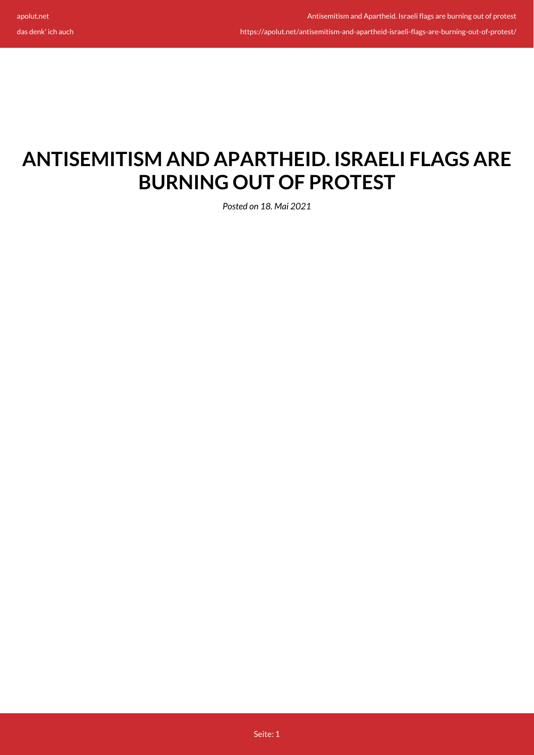# ANTISEMITISM AND APARTHEID. ISRAELI FLAGS ARE BURNING OUT OF PROTEST

*Posted on 18. Mai 2021*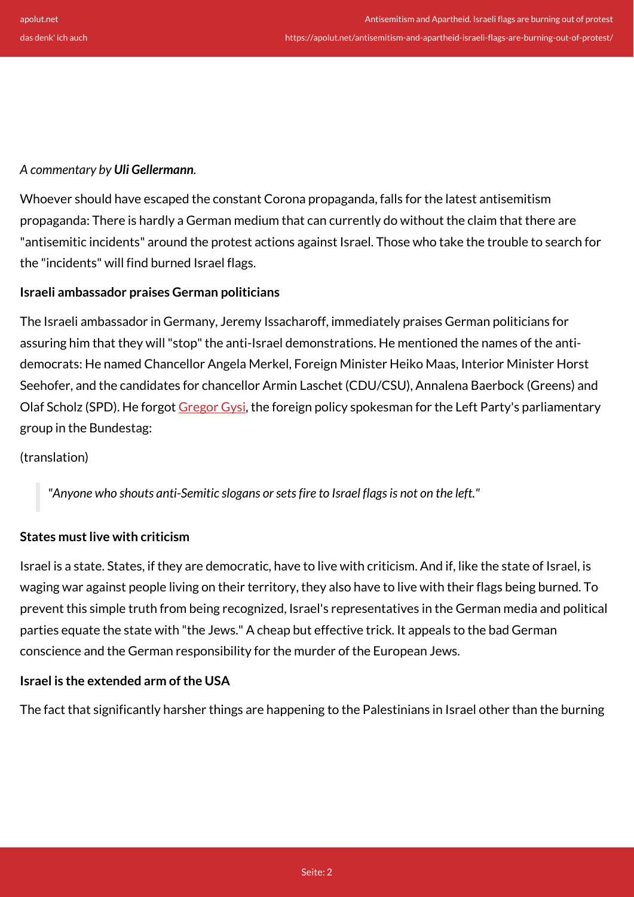*A commentary by **Uli Gellermann**.*

Whoever should have escaped the constant Corona propaganda, falls for the latest antisemitism propaganda: There is hardly a German medium that can currently do without the claim that there are "antisemitic incidents" around the protest actions against Israel. Those who take the trouble to search for the "incidents" will find burned Israel flags.

### Israeli ambassador praises German politicians

The Israeli ambassador in Germany, Jeremy Issacharoff, immediately praises German politicians for assuring him that they will "stop" the anti-Israel demonstrations. He mentioned the names of the anti-democrats: He named Chancellor Angela Merkel, Foreign Minister Heiko Maas, Interior Minister Horst Seehofer, and the candidates for chancellor Armin Laschet (CDU/CSU), Annalena Baerbock (Greens) and Olaf Scholz (SPD). He forgot Gregor Gysi, the foreign policy spokesman for the Left Party's parliamentary group in the Bundestag:

(translation)

> *"Anyone who shouts anti-Semitic slogans or sets fire to Israel flags is not on the left."*

### States must live with criticism

Israel is a state. States, if they are democratic, have to live with criticism. And if, like the state of Israel, is waging war against people living on their territory, they also have to live with their flags being burned. To prevent this simple truth from being recognized, Israel's representatives in the German media and political parties equate the state with "the Jews." A cheap but effective trick. It appeals to the bad German conscience and the German responsibility for the murder of the European Jews.

### Israel is the extended arm of the USA

The fact that significantly harsher things are happening to the Palestinians in Israel other than the burning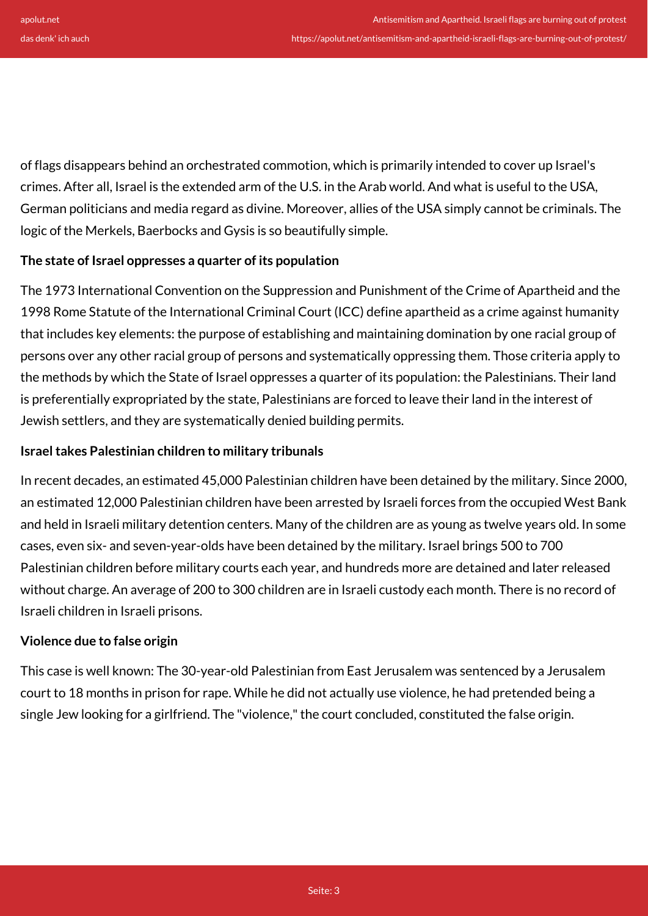of flags disappears behind an orchestrated commotion, which is primarily intended to cover up Israel's crimes. After all, Israel is the extended arm of the U.S. in the Arab world. And what is useful to the USA, German politicians and media regard as divine. Moreover, allies of the USA simply cannot be criminals. The logic of the Merkels, Baerbocks and Gysis is so beautifully simple.

**The state of Israel oppresses a quarter of its population**

The 1973 International Convention on the Suppression and Punishment of the Crime of Apartheid and the 1998 Rome Statute of the International Criminal Court (ICC) define apartheid as a crime against humanity that includes key elements: the purpose of establishing and maintaining domination by one racial group of persons over any other racial group of persons and systematically oppressing them. Those criteria apply to the methods by which the State of Israel oppresses a quarter of its population: the Palestinians. Their land is preferentially expropriated by the state, Palestinians are forced to leave their land in the interest of Jewish settlers, and they are systematically denied building permits.

**Israel takes Palestinian children to military tribunals**

In recent decades, an estimated 45,000 Palestinian children have been detained by the military. Since 2000, an estimated 12,000 Palestinian children have been arrested by Israeli forces from the occupied West Bank and held in Israeli military detention centers. Many of the children are as young as twelve years old. In some cases, even six- and seven-year-olds have been detained by the military. Israel brings 500 to 700 Palestinian children before military courts each year, and hundreds more are detained and later released without charge. An average of 200 to 300 children are in Israeli custody each month. There is no record of Israeli children in Israeli prisons.

**Violence due to false origin**

This case is well known: The 30-year-old Palestinian from East Jerusalem was sentenced by a Jerusalem court to 18 months in prison for rape. While he did not actually use violence, he had pretended being a single Jew looking for a girlfriend. The "violence," the court concluded, constituted the false origin.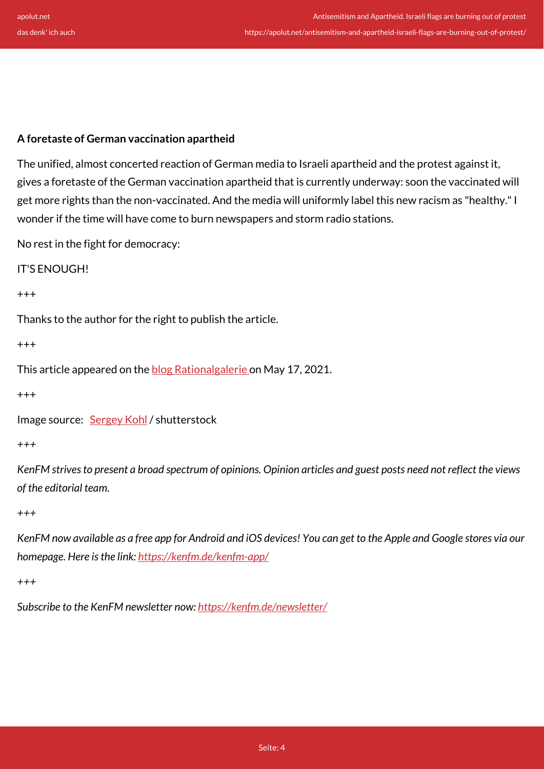**A foretaste of German vaccination apartheid**

The unified, almost concerted reaction of German media to Israeli apartheid and the protest against it, gives a foretaste of the German vaccination apartheid that is currently underway: soon the vaccinated will get more rights than the non-vaccinated. And the media will uniformly label this new racism as "healthy." I wonder if the time will have come to burn newspapers and storm radio stations.

No rest in the fight for democracy:

IT'S ENOUGH!

+++

Thanks to the author for the right to publish the article.

+++

This article appeared on the [blog Rationalgalerie](#) on May 17, 2021.

+++

Image source: [Sergey Kohl](#) / shutterstock

*+++*

*KenFM strives to present a broad spectrum of opinions. Opinion articles and guest posts need not reflect the views of the editorial team.*

*+++*

*KenFM now available as a free app for Android and iOS devices! You can get to the Apple and Google stores via our homepage. Here is the link: [https://kenfm.de/kenfm-app/](https://kenfm.de/kenfm-app/)*

*+++*

*Subscribe to the KenFM newsletter now: [https://kenfm.de/newsletter/](https://kenfm.de/newsletter/)*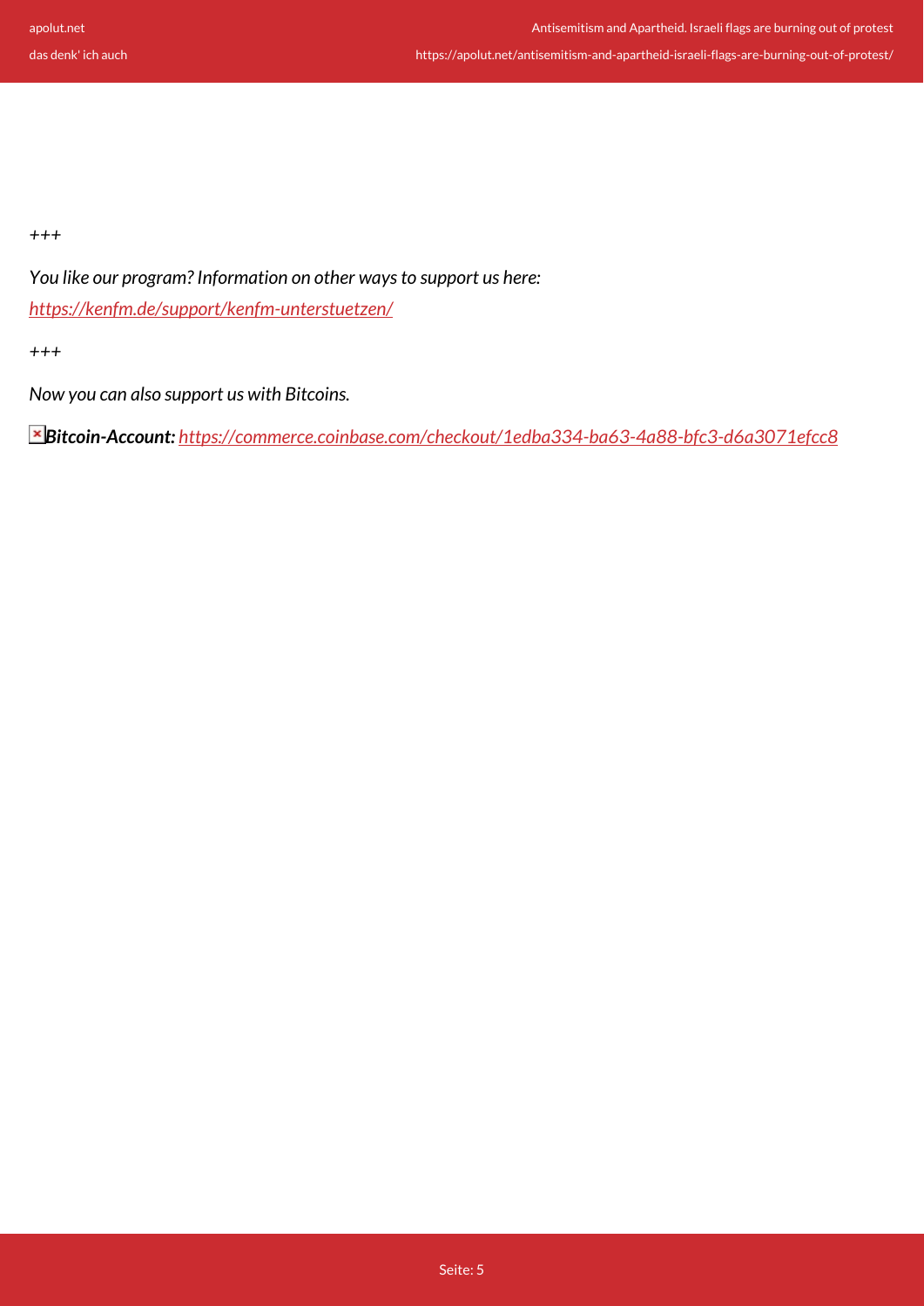*+++*

*You like our program? Information on other ways to support us here: [https://kenfm.de/support/kenfm-unterstuetzen/](https://kenfm.de/support/kenfm-unterstuetzen/)*

*+++*

*Now you can also support us with Bitcoins.*

***Bitcoin-Account:*** *[https://commerce.coinbase.com/checkout/1edba334-ba63-4a88-bfc3-d6a3071efcc8](https://commerce.coinbase.com/checkout/1edba334-ba63-4a88-bfc3-d6a3071efcc8)*